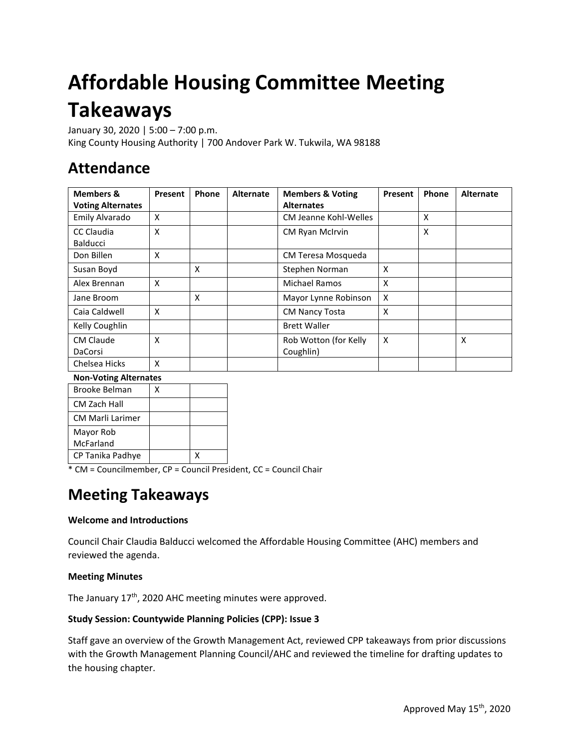# Affordable Housing Committee Meeting Takeaways

January 30, 2020 | 5:00 – 7:00 p.m.
King County Housing Authority | 700 Andover Park W. Tukwila, WA 98188

## Attendance

| Members & Voting Alternates | Present | Phone | Alternate | Members & Voting Alternates | Present | Phone | Alternate |
|---|---|---|---|---|---|---|---|
| Emily Alvarado | X | | | CM Jeanne Kohl-Welles | | X | |
| CC Claudia Balducci | X | | | CM Ryan McIrvin | | X | |
| Don Billen | X | | | CM Teresa Mosqueda | | | |
| Susan Boyd | | X | | Stephen Norman | X | | |
| Alex Brennan | X | | | Michael Ramos | X | | |
| Jane Broom | | X | | Mayor Lynne Robinson | X | | |
| Caia Caldwell | X | | | CM Nancy Tosta | X | | |
| Kelly Coughlin | | | | Brett Waller | | | |
| CM Claude DaCorsi | X | | | Rob Wotton (for Kelly Coughlin) | X | | X |
| Chelsea Hicks | X | | | | | | |

**Non-Voting Alternates**

| Non-Voting Alternates | Present | Phone |
|---|---|---|
| Brooke Belman | X | |
| CM Zach Hall | | |
| CM Marli Larimer | | |
| Mayor Rob McFarland | | |
| CP Tanika Padhye | | X |

\* CM = Councilmember, CP = Council President, CC = Council Chair

## Meeting Takeaways

**Welcome and Introductions**

Council Chair Claudia Balducci welcomed the Affordable Housing Committee (AHC) members and reviewed the agenda.

**Meeting Minutes**

The January 17th, 2020 AHC meeting minutes were approved.

**Study Session: Countywide Planning Policies (CPP): Issue 3**

Staff gave an overview of the Growth Management Act, reviewed CPP takeaways from prior discussions with the Growth Management Planning Council/AHC and reviewed the timeline for drafting updates to the housing chapter.

Approved May 15th, 2020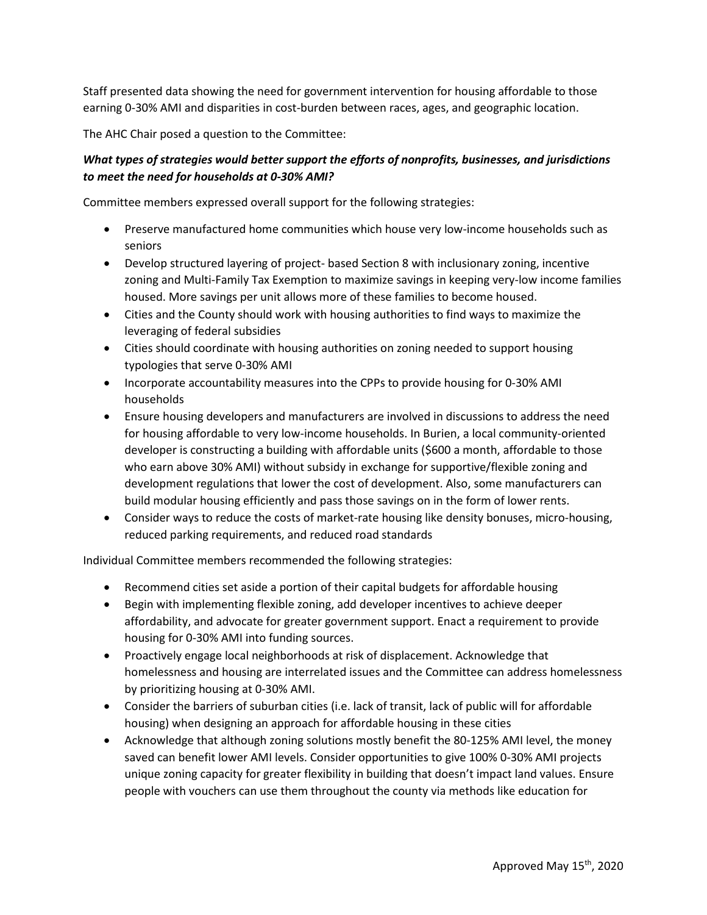Staff presented data showing the need for government intervention for housing affordable to those earning 0-30% AMI and disparities in cost-burden between races, ages, and geographic location.

The AHC Chair posed a question to the Committee:

***What types of strategies would better support the efforts of nonprofits, businesses, and jurisdictions to meet the need for households at 0-30% AMI?***

Committee members expressed overall support for the following strategies:

- Preserve manufactured home communities which house very low-income households such as seniors
- Develop structured layering of project- based Section 8 with inclusionary zoning, incentive zoning and Multi-Family Tax Exemption to maximize savings in keeping very-low income families housed. More savings per unit allows more of these families to become housed.
- Cities and the County should work with housing authorities to find ways to maximize the leveraging of federal subsidies
- Cities should coordinate with housing authorities on zoning needed to support housing typologies that serve 0-30% AMI
- Incorporate accountability measures into the CPPs to provide housing for 0-30% AMI households
- Ensure housing developers and manufacturers are involved in discussions to address the need for housing affordable to very low-income households. In Burien, a local community-oriented developer is constructing a building with affordable units ($600 a month, affordable to those who earn above 30% AMI) without subsidy in exchange for supportive/flexible zoning and development regulations that lower the cost of development. Also, some manufacturers can build modular housing efficiently and pass those savings on in the form of lower rents.
- Consider ways to reduce the costs of market-rate housing like density bonuses, micro-housing, reduced parking requirements, and reduced road standards

Individual Committee members recommended the following strategies:

- Recommend cities set aside a portion of their capital budgets for affordable housing
- Begin with implementing flexible zoning, add developer incentives to achieve deeper affordability, and advocate for greater government support. Enact a requirement to provide housing for 0-30% AMI into funding sources.
- Proactively engage local neighborhoods at risk of displacement. Acknowledge that homelessness and housing are interrelated issues and the Committee can address homelessness by prioritizing housing at 0-30% AMI.
- Consider the barriers of suburban cities (i.e. lack of transit, lack of public will for affordable housing) when designing an approach for affordable housing in these cities
- Acknowledge that although zoning solutions mostly benefit the 80-125% AMI level, the money saved can benefit lower AMI levels. Consider opportunities to give 100% 0-30% AMI projects unique zoning capacity for greater flexibility in building that doesn't impact land values. Ensure people with vouchers can use them throughout the county via methods like education for

Approved May 15th, 2020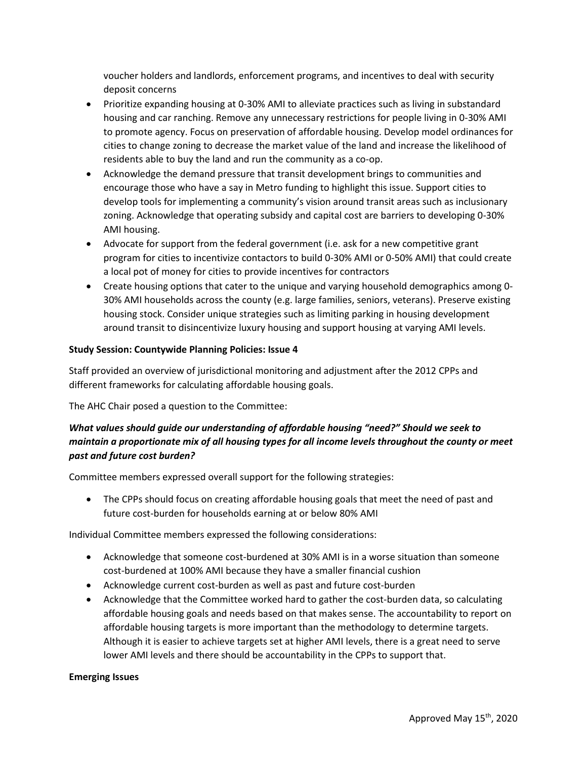voucher holders and landlords, enforcement programs, and incentives to deal with security deposit concerns

- Prioritize expanding housing at 0-30% AMI to alleviate practices such as living in substandard housing and car ranching. Remove any unnecessary restrictions for people living in 0-30% AMI to promote agency. Focus on preservation of affordable housing. Develop model ordinances for cities to change zoning to decrease the market value of the land and increase the likelihood of residents able to buy the land and run the community as a co-op.
- Acknowledge the demand pressure that transit development brings to communities and encourage those who have a say in Metro funding to highlight this issue. Support cities to develop tools for implementing a community's vision around transit areas such as inclusionary zoning. Acknowledge that operating subsidy and capital cost are barriers to developing 0-30% AMI housing.
- Advocate for support from the federal government (i.e. ask for a new competitive grant program for cities to incentivize contactors to build 0-30% AMI or 0-50% AMI) that could create a local pot of money for cities to provide incentives for contractors
- Create housing options that cater to the unique and varying household demographics among 0-30% AMI households across the county (e.g. large families, seniors, veterans). Preserve existing housing stock. Consider unique strategies such as limiting parking in housing development around transit to disincentivize luxury housing and support housing at varying AMI levels.

**Study Session: Countywide Planning Policies: Issue 4**

Staff provided an overview of jurisdictional monitoring and adjustment after the 2012 CPPs and different frameworks for calculating affordable housing goals.

The AHC Chair posed a question to the Committee:

***What values should guide our understanding of affordable housing "need?" Should we seek to maintain a proportionate mix of all housing types for all income levels throughout the county or meet past and future cost burden?***

Committee members expressed overall support for the following strategies:

- The CPPs should focus on creating affordable housing goals that meet the need of past and future cost-burden for households earning at or below 80% AMI

Individual Committee members expressed the following considerations:

- Acknowledge that someone cost-burdened at 30% AMI is in a worse situation than someone cost-burdened at 100% AMI because they have a smaller financial cushion
- Acknowledge current cost-burden as well as past and future cost-burden
- Acknowledge that the Committee worked hard to gather the cost-burden data, so calculating affordable housing goals and needs based on that makes sense. The accountability to report on affordable housing targets is more important than the methodology to determine targets. Although it is easier to achieve targets set at higher AMI levels, there is a great need to serve lower AMI levels and there should be accountability in the CPPs to support that.

**Emerging Issues**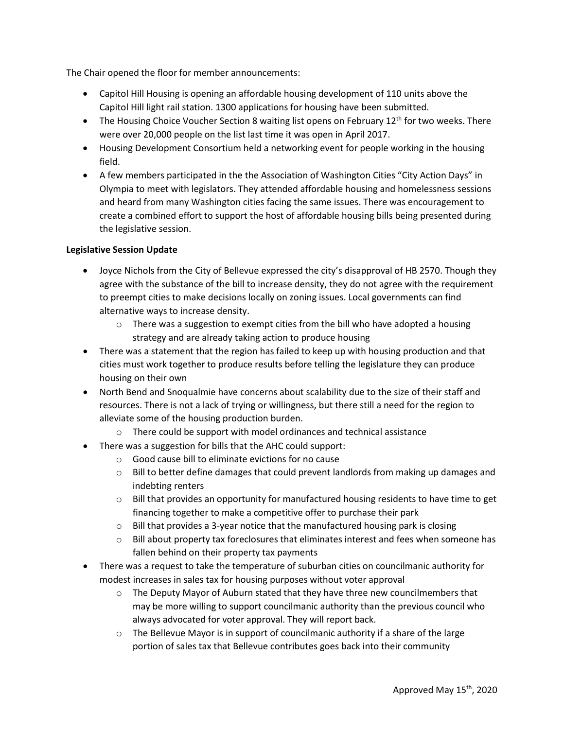The Chair opened the floor for member announcements:

- Capitol Hill Housing is opening an affordable housing development of 110 units above the Capitol Hill light rail station. 1300 applications for housing have been submitted.
- The Housing Choice Voucher Section 8 waiting list opens on February 12th for two weeks. There were over 20,000 people on the list last time it was open in April 2017.
- Housing Development Consortium held a networking event for people working in the housing field.
- A few members participated in the the Association of Washington Cities "City Action Days" in Olympia to meet with legislators. They attended affordable housing and homelessness sessions and heard from many Washington cities facing the same issues. There was encouragement to create a combined effort to support the host of affordable housing bills being presented during the legislative session.

**Legislative Session Update**

- Joyce Nichols from the City of Bellevue expressed the city's disapproval of HB 2570. Though they agree with the substance of the bill to increase density, they do not agree with the requirement to preempt cities to make decisions locally on zoning issues. Local governments can find alternative ways to increase density.
  - There was a suggestion to exempt cities from the bill who have adopted a housing strategy and are already taking action to produce housing
- There was a statement that the region has failed to keep up with housing production and that cities must work together to produce results before telling the legislature they can produce housing on their own
- North Bend and Snoqualmie have concerns about scalability due to the size of their staff and resources. There is not a lack of trying or willingness, but there still a need for the region to alleviate some of the housing production burden.
  - There could be support with model ordinances and technical assistance
- There was a suggestion for bills that the AHC could support:
  - Good cause bill to eliminate evictions for no cause
  - Bill to better define damages that could prevent landlords from making up damages and indebting renters
  - Bill that provides an opportunity for manufactured housing residents to have time to get financing together to make a competitive offer to purchase their park
  - Bill that provides a 3-year notice that the manufactured housing park is closing
  - Bill about property tax foreclosures that eliminates interest and fees when someone has fallen behind on their property tax payments
- There was a request to take the temperature of suburban cities on councilmanic authority for modest increases in sales tax for housing purposes without voter approval
  - The Deputy Mayor of Auburn stated that they have three new councilmembers that may be more willing to support councilmanic authority than the previous council who always advocated for voter approval. They will report back.
  - The Bellevue Mayor is in support of councilmanic authority if a share of the large portion of sales tax that Bellevue contributes goes back into their community

Approved May 15th, 2020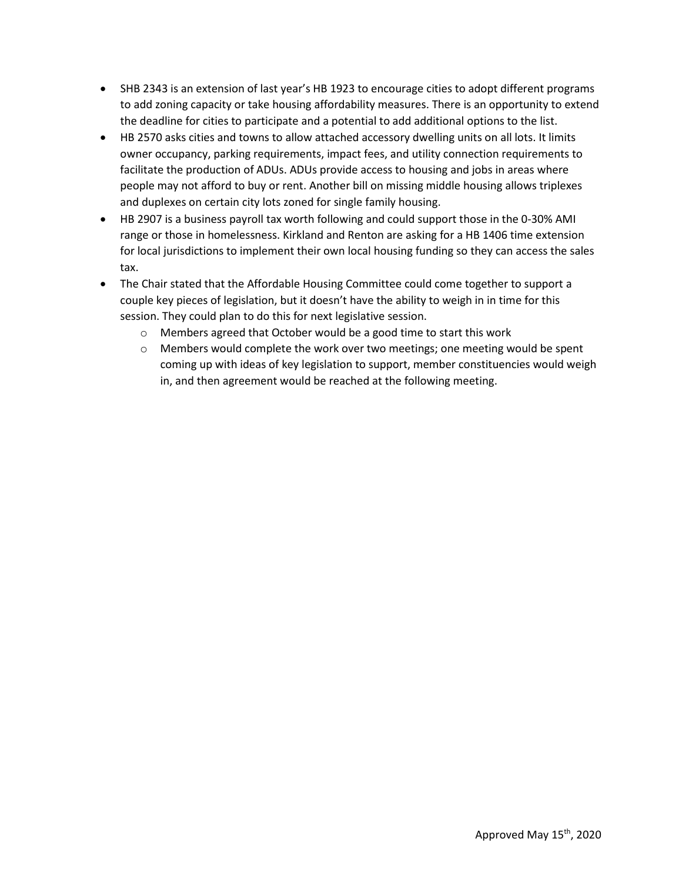- SHB 2343 is an extension of last year's HB 1923 to encourage cities to adopt different programs to add zoning capacity or take housing affordability measures. There is an opportunity to extend the deadline for cities to participate and a potential to add additional options to the list.
- HB 2570 asks cities and towns to allow attached accessory dwelling units on all lots. It limits owner occupancy, parking requirements, impact fees, and utility connection requirements to facilitate the production of ADUs. ADUs provide access to housing and jobs in areas where people may not afford to buy or rent. Another bill on missing middle housing allows triplexes and duplexes on certain city lots zoned for single family housing.
- HB 2907 is a business payroll tax worth following and could support those in the 0-30% AMI range or those in homelessness. Kirkland and Renton are asking for a HB 1406 time extension for local jurisdictions to implement their own local housing funding so they can access the sales tax.
- The Chair stated that the Affordable Housing Committee could come together to support a couple key pieces of legislation, but it doesn't have the ability to weigh in in time for this session. They could plan to do this for next legislative session.
  - Members agreed that October would be a good time to start this work
  - Members would complete the work over two meetings; one meeting would be spent coming up with ideas of key legislation to support, member constituencies would weigh in, and then agreement would be reached at the following meeting.

Approved May 15th, 2020